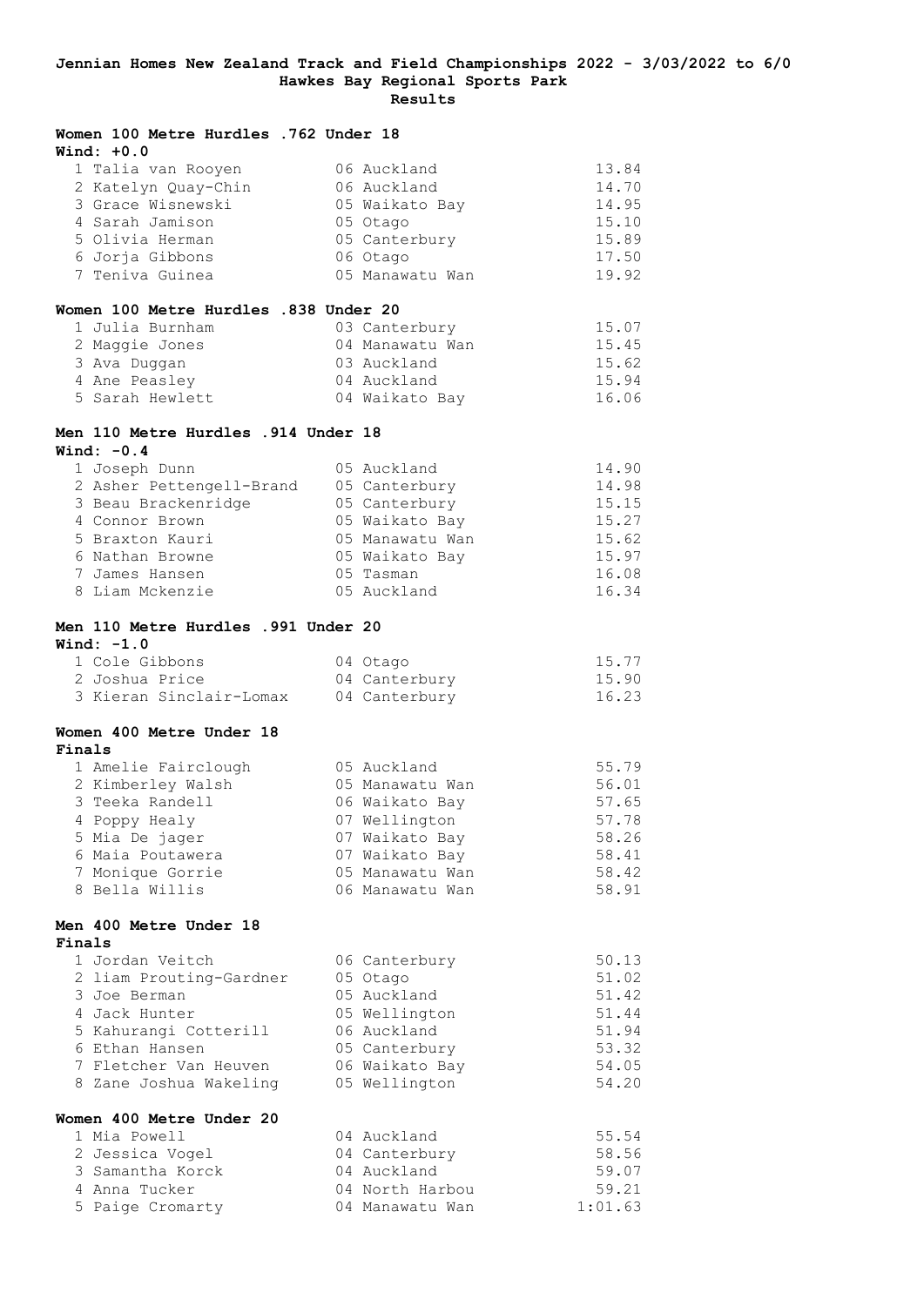# Jennian Homes New Zealand Track and Field Championships 2022 - 3/03/2022 to 6/0

## Hawkes Bay Regional Sports Park

### Results

#### Women 100 Metre Hurdles .762 Under 18

Wind: +0.0

| | | | |
|---|---|---|---|
| 1 | Talia van Rooyen | 06 Auckland | 13.84 |
| 2 | Katelyn Quay-Chin | 06 Auckland | 14.70 |
| 3 | Grace Wisnewski | 05 Waikato Bay | 14.95 |
| 4 | Sarah Jamison | 05 Otago | 15.10 |
| 5 | Olivia Herman | 05 Canterbury | 15.89 |
| 6 | Jorja Gibbons | 06 Otago | 17.50 |
| 7 | Teniva Guinea | 05 Manawatu Wan | 19.92 |

#### Women 100 Metre Hurdles .838 Under 20

| | | | |
|---|---|---|---|
| 1 | Julia Burnham | 03 Canterbury | 15.07 |
| 2 | Maggie Jones | 04 Manawatu Wan | 15.45 |
| 3 | Ava Duggan | 03 Auckland | 15.62 |
| 4 | Ane Peasley | 04 Auckland | 15.94 |
| 5 | Sarah Hewlett | 04 Waikato Bay | 16.06 |

#### Men 110 Metre Hurdles .914 Under 18

Wind: -0.4

| | | | |
|---|---|---|---|
| 1 | Joseph Dunn | 05 Auckland | 14.90 |
| 2 | Asher Pettengell-Brand | 05 Canterbury | 14.98 |
| 3 | Beau Brackenridge | 05 Canterbury | 15.15 |
| 4 | Connor Brown | 05 Waikato Bay | 15.27 |
| 5 | Braxton Kauri | 05 Manawatu Wan | 15.62 |
| 6 | Nathan Browne | 05 Waikato Bay | 15.97 |
| 7 | James Hansen | 05 Tasman | 16.08 |
| 8 | Liam Mckenzie | 05 Auckland | 16.34 |

#### Men 110 Metre Hurdles .991 Under 20

Wind: -1.0

| | | | |
|---|---|---|---|
| 1 | Cole Gibbons | 04 Otago | 15.77 |
| 2 | Joshua Price | 04 Canterbury | 15.90 |
| 3 | Kieran Sinclair-Lomax | 04 Canterbury | 16.23 |

#### Women 400 Metre Under 18

Finals

| | | | |
|---|---|---|---|
| 1 | Amelie Fairclough | 05 Auckland | 55.79 |
| 2 | Kimberley Walsh | 05 Manawatu Wan | 56.01 |
| 3 | Teeka Randell | 06 Waikato Bay | 57.65 |
| 4 | Poppy Healy | 07 Wellington | 57.78 |
| 5 | Mia De jager | 07 Waikato Bay | 58.26 |
| 6 | Maia Poutawera | 07 Waikato Bay | 58.41 |
| 7 | Monique Gorrie | 05 Manawatu Wan | 58.42 |
| 8 | Bella Willis | 06 Manawatu Wan | 58.91 |

#### Men 400 Metre Under 18

Finals

| | | | |
|---|---|---|---|
| 1 | Jordan Veitch | 06 Canterbury | 50.13 |
| 2 | liam Prouting-Gardner | 05 Otago | 51.02 |
| 3 | Joe Berman | 05 Auckland | 51.42 |
| 4 | Jack Hunter | 05 Wellington | 51.44 |
| 5 | Kahurangi Cotterill | 06 Auckland | 51.94 |
| 6 | Ethan Hansen | 05 Canterbury | 53.32 |
| 7 | Fletcher Van Heuven | 06 Waikato Bay | 54.05 |
| 8 | Zane Joshua Wakeling | 05 Wellington | 54.20 |

#### Women 400 Metre Under 20

| | | | |
|---|---|---|---|
| 1 | Mia Powell | 04 Auckland | 55.54 |
| 2 | Jessica Vogel | 04 Canterbury | 58.56 |
| 3 | Samantha Korck | 04 Auckland | 59.07 |
| 4 | Anna Tucker | 04 North Harbou | 59.21 |
| 5 | Paige Cromarty | 04 Manawatu Wan | 1:01.63 |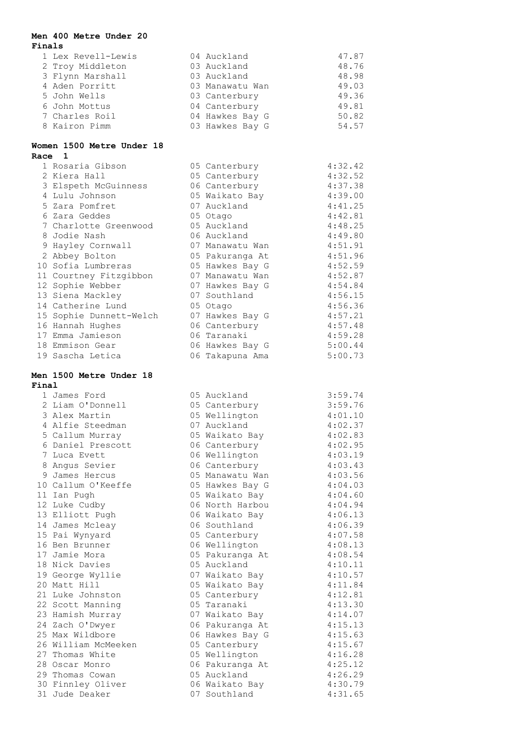**Men 400 Metre Under 20**
**Finals**

| | | | | |
|---|---|---|---|---|
| 1 | Lex Revell-Lewis | 04 | Auckland | 47.87 |
| 2 | Troy Middleton | 03 | Auckland | 48.76 |
| 3 | Flynn Marshall | 03 | Auckland | 48.98 |
| 4 | Aden Porritt | 03 | Manawatu Wan | 49.03 |
| 5 | John Wells | 03 | Canterbury | 49.36 |
| 6 | John Mottus | 04 | Canterbury | 49.81 |
| 7 | Charles Roil | 04 | Hawkes Bay G | 50.82 |
| 8 | Kairon Pimm | 03 | Hawkes Bay G | 54.57 |

**Women 1500 Metre Under 18**
**Race 1**

| | | | | |
|---|---|---|---|---|
| 1 | Rosaria Gibson | 05 | Canterbury | 4:32.42 |
| 2 | Kiera Hall | 05 | Canterbury | 4:32.52 |
| 3 | Elspeth McGuinness | 06 | Canterbury | 4:37.38 |
| 4 | Lulu Johnson | 05 | Waikato Bay | 4:39.00 |
| 5 | Zara Pomfret | 07 | Auckland | 4:41.25 |
| 6 | Zara Geddes | 05 | Otago | 4:42.81 |
| 7 | Charlotte Greenwood | 05 | Auckland | 4:48.25 |
| 8 | Jodie Nash | 06 | Auckland | 4:49.80 |
| 9 | Hayley Cornwall | 07 | Manawatu Wan | 4:51.91 |
| 2 | Abbey Bolton | 05 | Pakuranga At | 4:51.96 |
| 10 | Sofia Lumbreras | 05 | Hawkes Bay G | 4:52.59 |
| 11 | Courtney Fitzgibbon | 07 | Manawatu Wan | 4:52.87 |
| 12 | Sophie Webber | 07 | Hawkes Bay G | 4:54.84 |
| 13 | Siena Mackley | 07 | Southland | 4:56.15 |
| 14 | Catherine Lund | 05 | Otago | 4:56.36 |
| 15 | Sophie Dunnett-Welch | 07 | Hawkes Bay G | 4:57.21 |
| 16 | Hannah Hughes | 06 | Canterbury | 4:57.48 |
| 17 | Emma Jamieson | 06 | Taranaki | 4:59.28 |
| 18 | Emmison Gear | 06 | Hawkes Bay G | 5:00.44 |
| 19 | Sascha Letica | 06 | Takapuna Ama | 5:00.73 |

**Men 1500 Metre Under 18**
**Final**

| | | | | |
|---|---|---|---|---|
| 1 | James Ford | 05 | Auckland | 3:59.74 |
| 2 | Liam O'Donnell | 05 | Canterbury | 3:59.76 |
| 3 | Alex Martin | 05 | Wellington | 4:01.10 |
| 4 | Alfie Steedman | 07 | Auckland | 4:02.37 |
| 5 | Callum Murray | 05 | Waikato Bay | 4:02.83 |
| 6 | Daniel Prescott | 06 | Canterbury | 4:02.95 |
| 7 | Luca Evett | 06 | Wellington | 4:03.19 |
| 8 | Angus Sevier | 06 | Canterbury | 4:03.43 |
| 9 | James Hercus | 05 | Manawatu Wan | 4:03.56 |
| 10 | Callum O'Keeffe | 05 | Hawkes Bay G | 4:04.03 |
| 11 | Ian Pugh | 05 | Waikato Bay | 4:04.60 |
| 12 | Luke Cudby | 06 | North Harbou | 4:04.94 |
| 13 | Elliott Pugh | 06 | Waikato Bay | 4:06.13 |
| 14 | James Mcleay | 06 | Southland | 4:06.39 |
| 15 | Pai Wynyard | 05 | Canterbury | 4:07.58 |
| 16 | Ben Brunner | 06 | Wellington | 4:08.13 |
| 17 | Jamie Mora | 05 | Pakuranga At | 4:08.54 |
| 18 | Nick Davies | 05 | Auckland | 4:10.11 |
| 19 | George Wyllie | 07 | Waikato Bay | 4:10.57 |
| 20 | Matt Hill | 05 | Waikato Bay | 4:11.84 |
| 21 | Luke Johnston | 05 | Canterbury | 4:12.81 |
| 22 | Scott Manning | 05 | Taranaki | 4:13.30 |
| 23 | Hamish Murray | 07 | Waikato Bay | 4:14.07 |
| 24 | Zach O'Dwyer | 06 | Pakuranga At | 4:15.13 |
| 25 | Max Wildbore | 06 | Hawkes Bay G | 4:15.63 |
| 26 | William McMeeken | 05 | Canterbury | 4:15.67 |
| 27 | Thomas White | 05 | Wellington | 4:16.28 |
| 28 | Oscar Monro | 06 | Pakuranga At | 4:25.12 |
| 29 | Thomas Cowan | 05 | Auckland | 4:26.29 |
| 30 | Finnley Oliver | 06 | Waikato Bay | 4:30.79 |
| 31 | Jude Deaker | 07 | Southland | 4:31.65 |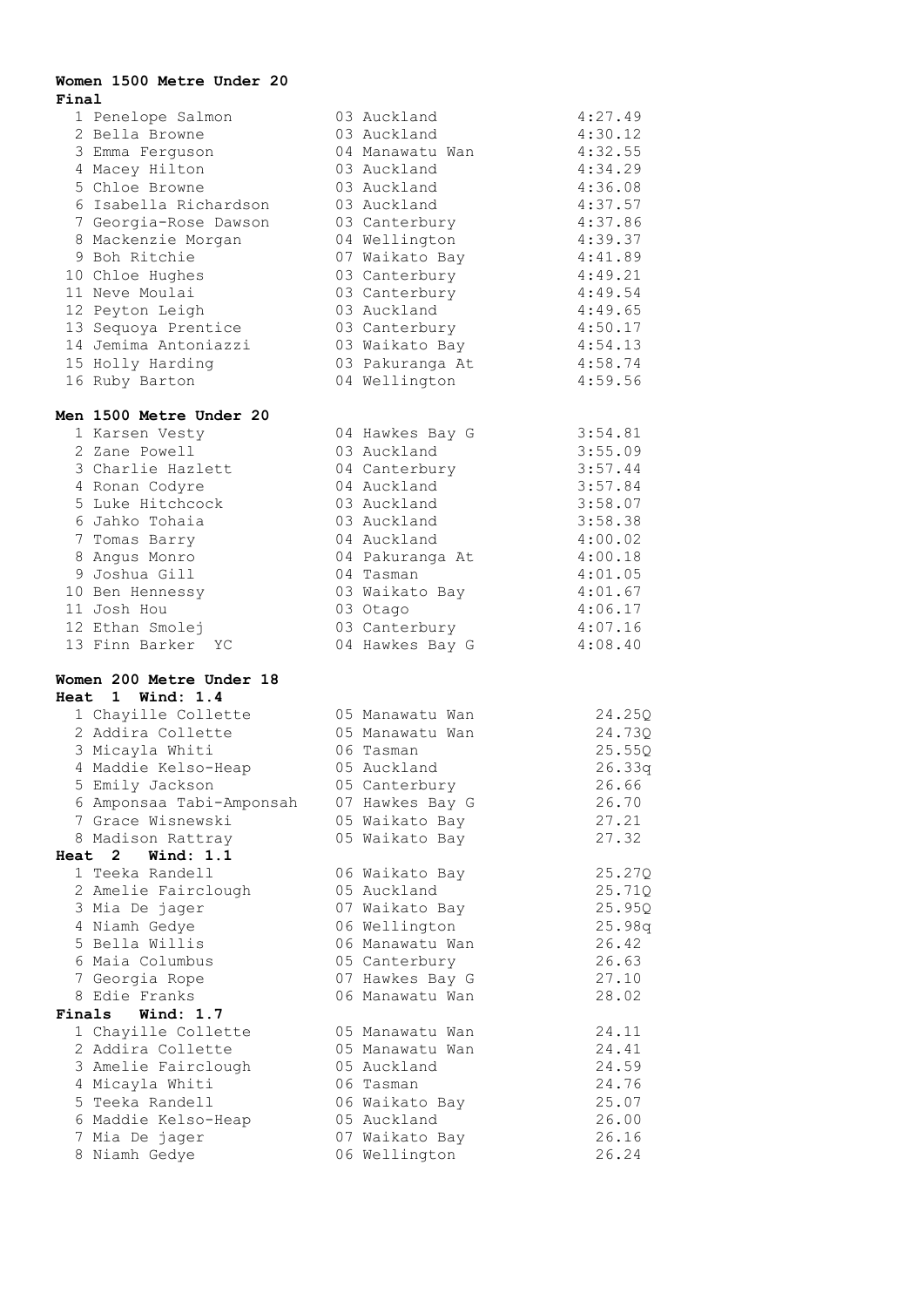**Women 1500 Metre Under 20**

**Final**

| | | | |
|---|---|---|---|
| 1 | Penelope Salmon | 03 Auckland | 4:27.49 |
| 2 | Bella Browne | 03 Auckland | 4:30.12 |
| 3 | Emma Ferguson | 04 Manawatu Wan | 4:32.55 |
| 4 | Macey Hilton | 03 Auckland | 4:34.29 |
| 5 | Chloe Browne | 03 Auckland | 4:36.08 |
| 6 | Isabella Richardson | 03 Auckland | 4:37.57 |
| 7 | Georgia-Rose Dawson | 03 Canterbury | 4:37.86 |
| 8 | Mackenzie Morgan | 04 Wellington | 4:39.37 |
| 9 | Boh Ritchie | 07 Waikato Bay | 4:41.89 |
| 10 | Chloe Hughes | 03 Canterbury | 4:49.21 |
| 11 | Neve Moulai | 03 Canterbury | 4:49.54 |
| 12 | Peyton Leigh | 03 Auckland | 4:49.65 |
| 13 | Sequoya Prentice | 03 Canterbury | 4:50.17 |
| 14 | Jemima Antoniazzi | 03 Waikato Bay | 4:54.13 |
| 15 | Holly Harding | 03 Pakuranga At | 4:58.74 |
| 16 | Ruby Barton | 04 Wellington | 4:59.56 |

**Men 1500 Metre Under 20**

| | | | |
|---|---|---|---|
| 1 | Karsen Vesty | 04 Hawkes Bay G | 3:54.81 |
| 2 | Zane Powell | 03 Auckland | 3:55.09 |
| 3 | Charlie Hazlett | 04 Canterbury | 3:57.44 |
| 4 | Ronan Codyre | 04 Auckland | 3:57.84 |
| 5 | Luke Hitchcock | 03 Auckland | 3:58.07 |
| 6 | Jahko Tohaia | 03 Auckland | 3:58.38 |
| 7 | Tomas Barry | 04 Auckland | 4:00.02 |
| 8 | Angus Monro | 04 Pakuranga At | 4:00.18 |
| 9 | Joshua Gill | 04 Tasman | 4:01.05 |
| 10 | Ben Hennessy | 03 Waikato Bay | 4:01.67 |
| 11 | Josh Hou | 03 Otago | 4:06.17 |
| 12 | Ethan Smolej | 03 Canterbury | 4:07.16 |
| 13 | Finn Barker YC | 04 Hawkes Bay G | 4:08.40 |

**Women 200 Metre Under 18**

**Heat 1 Wind: 1.4**

| | | | |
|---|---|---|---|
| 1 | Chayille Collette | 05 Manawatu Wan | 24.25Q |
| 2 | Addira Collette | 05 Manawatu Wan | 24.73Q |
| 3 | Micayla Whiti | 06 Tasman | 25.55Q |
| 4 | Maddie Kelso-Heap | 05 Auckland | 26.33q |
| 5 | Emily Jackson | 05 Canterbury | 26.66 |
| 6 | Amponsaa Tabi-Amponsah | 07 Hawkes Bay G | 26.70 |
| 7 | Grace Wisnewski | 05 Waikato Bay | 27.21 |
| 8 | Madison Rattray | 05 Waikato Bay | 27.32 |

**Heat 2 Wind: 1.1**

| | | | |
|---|---|---|---|
| 1 | Teeka Randell | 06 Waikato Bay | 25.27Q |
| 2 | Amelie Fairclough | 05 Auckland | 25.71Q |
| 3 | Mia De jager | 07 Waikato Bay | 25.95Q |
| 4 | Niamh Gedye | 06 Wellington | 25.98q |
| 5 | Bella Willis | 06 Manawatu Wan | 26.42 |
| 6 | Maia Columbus | 05 Canterbury | 26.63 |
| 7 | Georgia Rope | 07 Hawkes Bay G | 27.10 |
| 8 | Edie Franks | 06 Manawatu Wan | 28.02 |

**Finals Wind: 1.7**

| | | | |
|---|---|---|---|
| 1 | Chayille Collette | 05 Manawatu Wan | 24.11 |
| 2 | Addira Collette | 05 Manawatu Wan | 24.41 |
| 3 | Amelie Fairclough | 05 Auckland | 24.59 |
| 4 | Micayla Whiti | 06 Tasman | 24.76 |
| 5 | Teeka Randell | 06 Waikato Bay | 25.07 |
| 6 | Maddie Kelso-Heap | 05 Auckland | 26.00 |
| 7 | Mia De jager | 07 Waikato Bay | 26.16 |
| 8 | Niamh Gedye | 06 Wellington | 26.24 |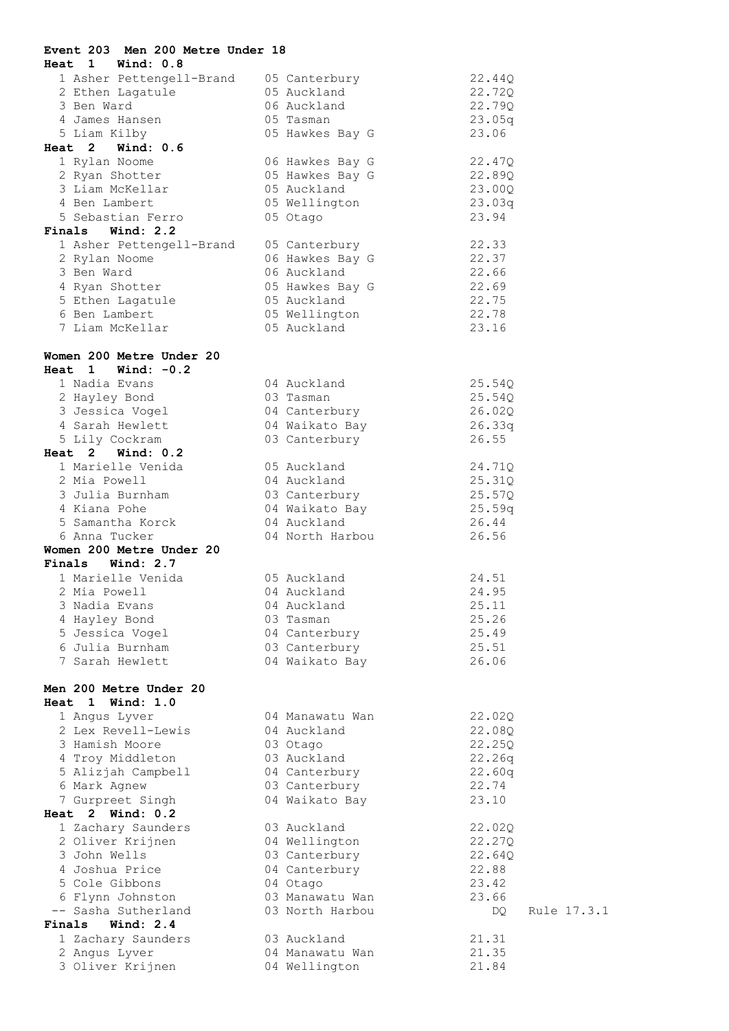**Event 203 Men 200 Metre Under 18**

**Heat 1 Wind: 0.8**

| | | | |
|---|---|---|---|
| 1 | Asher Pettengell-Brand | 05 Canterbury | 22.44Q |
| 2 | Ethen Lagatule | 05 Auckland | 22.72Q |
| 3 | Ben Ward | 06 Auckland | 22.79Q |
| 4 | James Hansen | 05 Tasman | 23.05q |
| 5 | Liam Kilby | 05 Hawkes Bay G | 23.06 |

**Heat 2 Wind: 0.6**

| | | | |
|---|---|---|---|
| 1 | Rylan Noome | 06 Hawkes Bay G | 22.47Q |
| 2 | Ryan Shotter | 05 Hawkes Bay G | 22.89Q |
| 3 | Liam McKellar | 05 Auckland | 23.00Q |
| 4 | Ben Lambert | 05 Wellington | 23.03q |
| 5 | Sebastian Ferro | 05 Otago | 23.94 |

**Finals Wind: 2.2**

| | | | |
|---|---|---|---|
| 1 | Asher Pettengell-Brand | 05 Canterbury | 22.33 |
| 2 | Rylan Noome | 06 Hawkes Bay G | 22.37 |
| 3 | Ben Ward | 06 Auckland | 22.66 |
| 4 | Ryan Shotter | 05 Hawkes Bay G | 22.69 |
| 5 | Ethen Lagatule | 05 Auckland | 22.75 |
| 6 | Ben Lambert | 05 Wellington | 22.78 |
| 7 | Liam McKellar | 05 Auckland | 23.16 |

**Women 200 Metre Under 20**

**Heat 1 Wind: -0.2**

| | | | |
|---|---|---|---|
| 1 | Nadia Evans | 04 Auckland | 25.54Q |
| 2 | Hayley Bond | 03 Tasman | 25.54Q |
| 3 | Jessica Vogel | 04 Canterbury | 26.02Q |
| 4 | Sarah Hewlett | 04 Waikato Bay | 26.33q |
| 5 | Lily Cockram | 03 Canterbury | 26.55 |

**Heat 2 Wind: 0.2**

| | | | |
|---|---|---|---|
| 1 | Marielle Venida | 05 Auckland | 24.71Q |
| 2 | Mia Powell | 04 Auckland | 25.31Q |
| 3 | Julia Burnham | 03 Canterbury | 25.57Q |
| 4 | Kiana Pohe | 04 Waikato Bay | 25.59q |
| 5 | Samantha Korck | 04 Auckland | 26.44 |
| 6 | Anna Tucker | 04 North Harbou | 26.56 |

**Women 200 Metre Under 20**

**Finals Wind: 2.7**

| | | | |
|---|---|---|---|
| 1 | Marielle Venida | 05 Auckland | 24.51 |
| 2 | Mia Powell | 04 Auckland | 24.95 |
| 3 | Nadia Evans | 04 Auckland | 25.11 |
| 4 | Hayley Bond | 03 Tasman | 25.26 |
| 5 | Jessica Vogel | 04 Canterbury | 25.49 |
| 6 | Julia Burnham | 03 Canterbury | 25.51 |
| 7 | Sarah Hewlett | 04 Waikato Bay | 26.06 |

**Men 200 Metre Under 20**

**Heat 1 Wind: 1.0**

| | | | |
|---|---|---|---|
| 1 | Angus Lyver | 04 Manawatu Wan | 22.02Q |
| 2 | Lex Revell-Lewis | 04 Auckland | 22.08Q |
| 3 | Hamish Moore | 03 Otago | 22.25Q |
| 4 | Troy Middleton | 03 Auckland | 22.26q |
| 5 | Alizjah Campbell | 04 Canterbury | 22.60q |
| 6 | Mark Agnew | 03 Canterbury | 22.74 |
| 7 | Gurpreet Singh | 04 Waikato Bay | 23.10 |

**Heat 2 Wind: 0.2**

| | | | | |
|---|---|---|---|---|
| 1 | Zachary Saunders | 03 Auckland | 22.02Q | |
| 2 | Oliver Krijnen | 04 Wellington | 22.27Q | |
| 3 | John Wells | 03 Canterbury | 22.64Q | |
| 4 | Joshua Price | 04 Canterbury | 22.88 | |
| 5 | Cole Gibbons | 04 Otago | 23.42 | |
| 6 | Flynn Johnston | 03 Manawatu Wan | 23.66 | |
| -- | Sasha Sutherland | 03 North Harbou | DQ | Rule 17.3.1 |

**Finals Wind: 2.4**

| | | | |
|---|---|---|---|
| 1 | Zachary Saunders | 03 Auckland | 21.31 |
| 2 | Angus Lyver | 04 Manawatu Wan | 21.35 |
| 3 | Oliver Krijnen | 04 Wellington | 21.84 |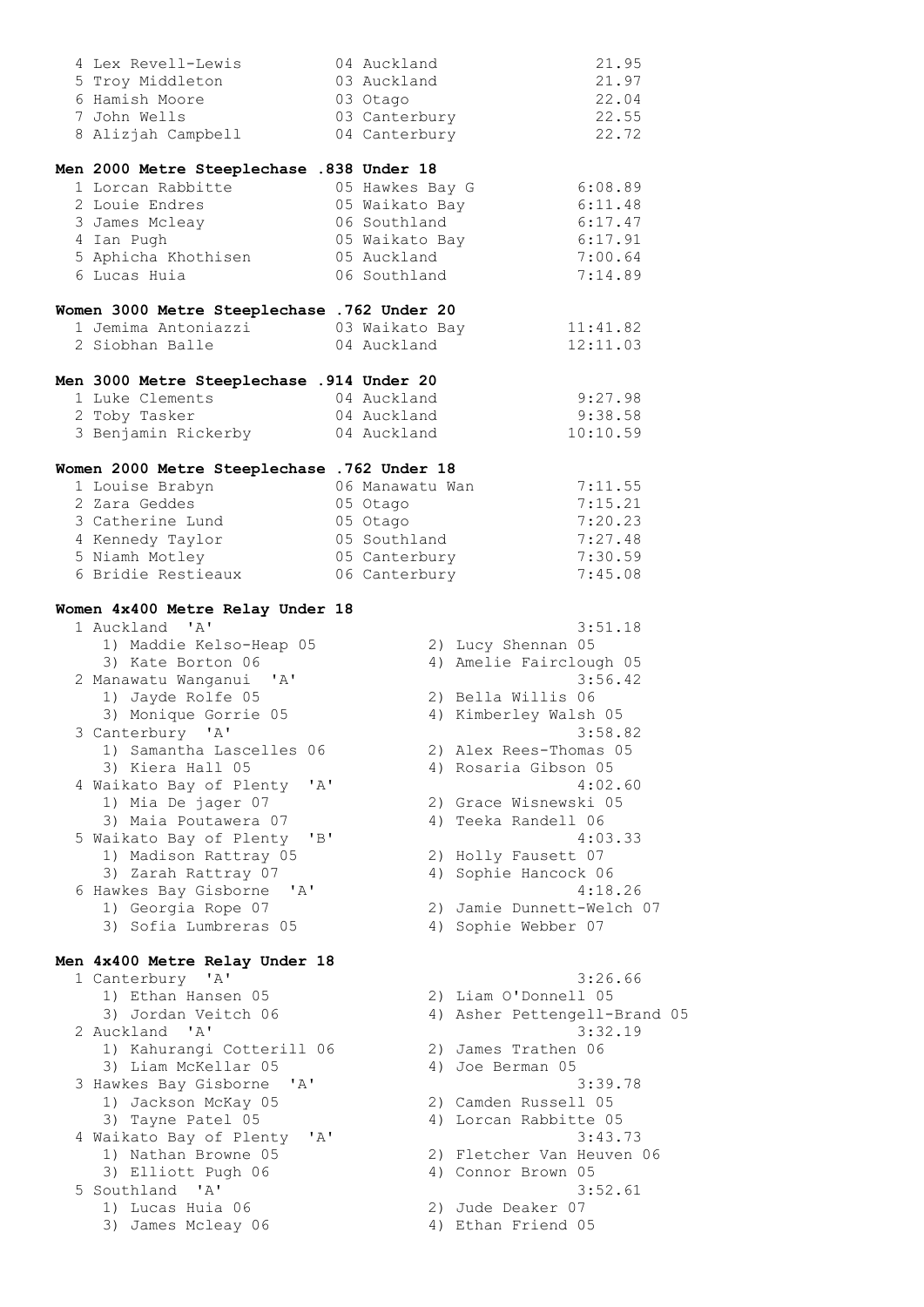| | | | |
|---|---|---|---|
| 4 | Lex Revell-Lewis | 04 Auckland | 21.95 |
| 5 | Troy Middleton | 03 Auckland | 21.97 |
| 6 | Hamish Moore | 03 Otago | 22.04 |
| 7 | John Wells | 03 Canterbury | 22.55 |
| 8 | Alizjah Campbell | 04 Canterbury | 22.72 |

**Men 2000 Metre Steeplechase .838 Under 18**

| | | | |
|---|---|---|---|
| 1 | Lorcan Rabbitte | 05 Hawkes Bay G | 6:08.89 |
| 2 | Louie Endres | 05 Waikato Bay | 6:11.48 |
| 3 | James Mcleay | 06 Southland | 6:17.47 |
| 4 | Ian Pugh | 05 Waikato Bay | 6:17.91 |
| 5 | Aphicha Khothisen | 05 Auckland | 7:00.64 |
| 6 | Lucas Huia | 06 Southland | 7:14.89 |

**Women 3000 Metre Steeplechase .762 Under 20**

| | | | |
|---|---|---|---|
| 1 | Jemima Antoniazzi | 03 Waikato Bay | 11:41.82 |
| 2 | Siobhan Balle | 04 Auckland | 12:11.03 |

**Men 3000 Metre Steeplechase .914 Under 20**

| | | | |
|---|---|---|---|
| 1 | Luke Clements | 04 Auckland | 9:27.98 |
| 2 | Toby Tasker | 04 Auckland | 9:38.58 |
| 3 | Benjamin Rickerby | 04 Auckland | 10:10.59 |

**Women 2000 Metre Steeplechase .762 Under 18**

| | | | |
|---|---|---|---|
| 1 | Louise Brabyn | 06 Manawatu Wan | 7:11.55 |
| 2 | Zara Geddes | 05 Otago | 7:15.21 |
| 3 | Catherine Lund | 05 Otago | 7:20.23 |
| 4 | Kennedy Taylor | 05 Southland | 7:27.48 |
| 5 | Niamh Motley | 05 Canterbury | 7:30.59 |
| 6 | Bridie Restieaux | 06 Canterbury | 7:45.08 |

**Women 4x400 Metre Relay Under 18**

```
  1 Auckland  'A'                                       3:51.18
     1) Maddie Kelso-Heap 05            2) Lucy Shennan 05
     3) Kate Borton 06                  4) Amelie Fairclough 05
  2 Manawatu Wanganui  'A'                              3:56.42
     1) Jayde Rolfe 05                  2) Bella Willis 06
     3) Monique Gorrie 05               4) Kimberley Walsh 05
  3 Canterbury  'A'                                     3:58.82
     1) Samantha Lascelles 06           2) Alex Rees-Thomas 05
     3) Kiera Hall 05                   4) Rosaria Gibson 05
  4 Waikato Bay of Plenty  'A'                          4:02.60
     1) Mia De jager 07                 2) Grace Wisnewski 05
     3) Maia Poutawera 07               4) Teeka Randell 06
  5 Waikato Bay of Plenty  'B'                          4:03.33
     1) Madison Rattray 05              2) Holly Fausett 07
     3) Zarah Rattray 07                4) Sophie Hancock 06
  6 Hawkes Bay Gisborne  'A'                            4:18.26
     1) Georgia Rope 07                 2) Jamie Dunnett-Welch 07
     3) Sofia Lumbreras 05              4) Sophie Webber 07
```

**Men 4x400 Metre Relay Under 18**

```
  1 Canterbury  'A'                                     3:26.66
     1) Ethan Hansen 05                 2) Liam O'Donnell 05
     3) Jordan Veitch 06                4) Asher Pettengell-Brand 05
  2 Auckland  'A'                                       3:32.19
     1) Kahurangi Cotterill 06          2) James Trathen 06
     3) Liam McKellar 05                4) Joe Berman 05
  3 Hawkes Bay Gisborne  'A'                            3:39.78
     1) Jackson McKay 05                2) Camden Russell 05
     3) Tayne Patel 05                  4) Lorcan Rabbitte 05
  4 Waikato Bay of Plenty  'A'                          3:43.73
     1) Nathan Browne 05                2) Fletcher Van Heuven 06
     3) Elliott Pugh 06                 4) Connor Brown 05
  5 Southland  'A'                                      3:52.61
     1) Lucas Huia 06                   2) Jude Deaker 07
     3) James Mcleay 06                 4) Ethan Friend 05
```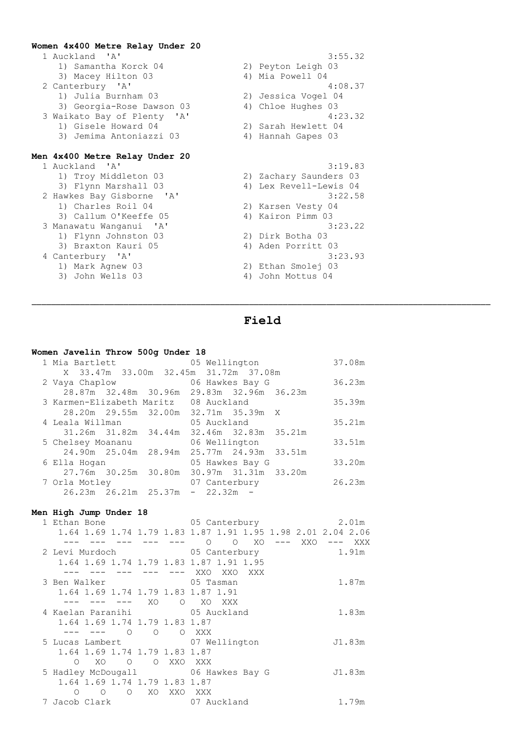**Women 4x400 Metre Relay Under 20**

| Place | Team | Time |
|---|---|---|
| 1 | Auckland 'A' | 3:55.32 |
| | 1) Samantha Korck 04, 2) Peyton Leigh 03, 3) Macey Hilton 03, 4) Mia Powell 04 | |
| 2 | Canterbury 'A' | 4:08.37 |
| | 1) Julia Burnham 03, 2) Jessica Vogel 04, 3) Georgia-Rose Dawson 03, 4) Chloe Hughes 03 | |
| 3 | Waikato Bay of Plenty 'A' | 4:23.32 |
| | 1) Gisele Howard 04, 2) Sarah Hewlett 04, 3) Jemima Antoniazzi 03, 4) Hannah Gapes 03 | |

**Men 4x400 Metre Relay Under 20**

| Place | Team | Time |
|---|---|---|
| 1 | Auckland 'A' | 3:19.83 |
| | 1) Troy Middleton 03, 2) Zachary Saunders 03, 3) Flynn Marshall 03, 4) Lex Revell-Lewis 04 | |
| 2 | Hawkes Bay Gisborne 'A' | 3:22.58 |
| | 1) Charles Roil 04, 2) Karsen Vesty 04, 3) Callum O'Keeffe 05, 4) Kairon Pimm 03 | |
| 3 | Manawatu Wanganui 'A' | 3:23.22 |
| | 1) Flynn Johnston 03, 2) Dirk Botha 03, 3) Braxton Kauri 05, 4) Aden Porritt 03 | |
| 4 | Canterbury 'A' | 3:23.93 |
| | 1) Mark Agnew 03, 2) Ethan Smolej 03, 3) John Wells 03, 4) John Mottus 04 | |

---

# Field

**Women Javelin Throw 500g Under 18**

| Place | Name | Year | Team | Mark | Series |
|---|---|---|---|---|---|
| 1 | Mia Bartlett | 05 | Wellington | 37.08m | X 33.47m 33.00m 32.45m 31.72m 37.08m |
| 2 | Vaya Chaplow | 06 | Hawkes Bay G | 36.23m | 28.87m 32.48m 30.96m 29.83m 32.96m 36.23m |
| 3 | Karmen-Elizabeth Maritz | 08 | Auckland | 35.39m | 28.20m 29.55m 32.00m 32.71m 35.39m X |
| 4 | Leala Willman | 05 | Auckland | 35.21m | 31.26m 31.82m 34.44m 32.46m 32.83m 35.21m |
| 5 | Chelsey Moananu | 06 | Wellington | 33.51m | 24.90m 25.04m 28.94m 25.77m 24.93m 33.51m |
| 6 | Ella Hogan | 05 | Hawkes Bay G | 33.20m | 27.76m 30.25m 30.80m 30.97m 31.31m 33.20m |
| 7 | Orla Motley | 07 | Canterbury | 26.23m | 26.23m 26.21m 25.37m - 22.32m - |

**Men High Jump Under 18**

```
  1 Ethan Bone                05 Canterbury              2.01m
     1.64 1.69 1.74 1.79 1.83 1.87 1.91 1.95 1.98 2.01 2.04 2.06
     ---  ---  ---  ---  ---    O    O   XO  ---  XXO  ---  XXX
  2 Levi Murdoch              05 Canterbury              1.91m
     1.64 1.69 1.74 1.79 1.83 1.87 1.91 1.95
     ---  ---  ---  ---  ---  XXO  XXO  XXX
  3 Ben Walker                05 Tasman                  1.87m
     1.64 1.69 1.74 1.79 1.83 1.87 1.91
     ---  ---  ---   XO    O   XO  XXX
  4 Kaelan Paranihi           05 Auckland                1.83m
     1.64 1.69 1.74 1.79 1.83 1.87
     ---  ---    O    O    O  XXX
  5 Lucas Lambert             07 Wellington             J1.83m
     1.64 1.69 1.74 1.79 1.83 1.87
       O   XO    O    O  XXO  XXX
  5 Hadley McDougall          06 Hawkes Bay G           J1.83m
     1.64 1.69 1.74 1.79 1.83 1.87
       O    O    O   XO  XXO  XXX
  7 Jacob Clark               07 Auckland                1.79m
```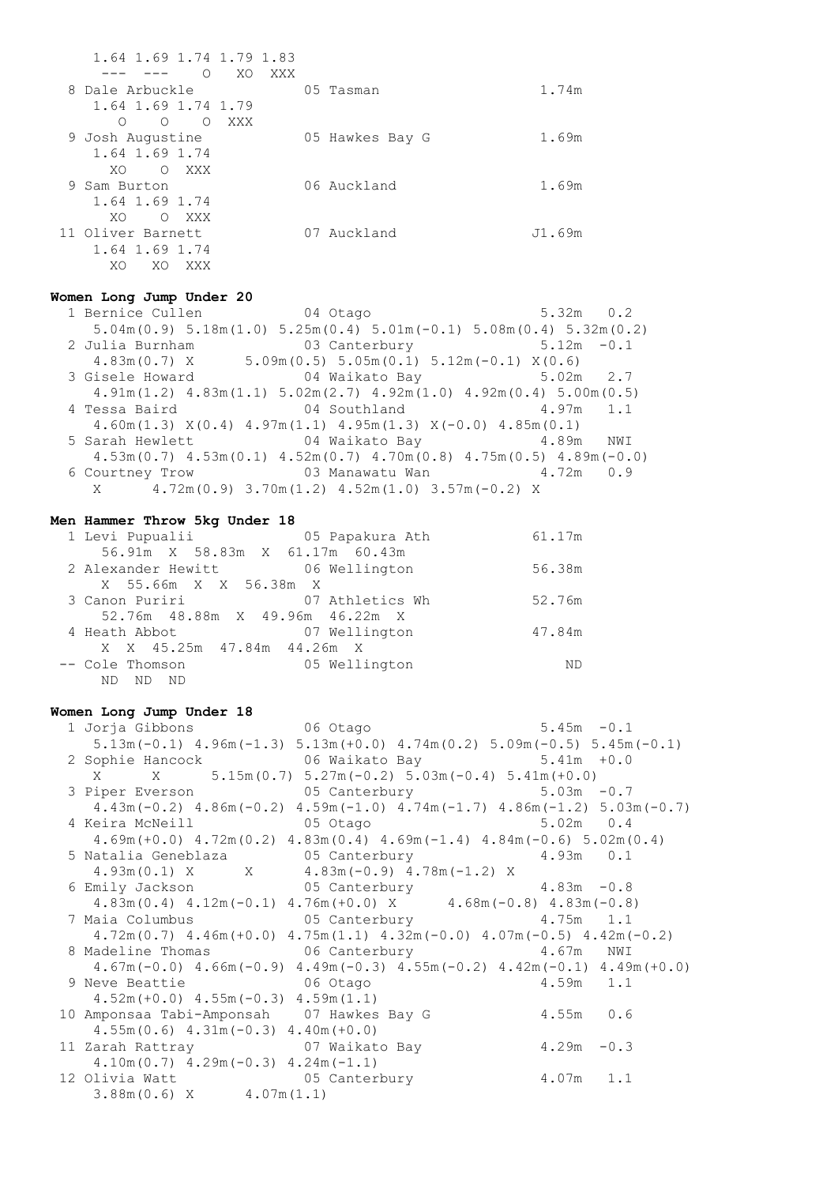```
    1.64 1.69 1.74 1.79 1.83
     ---  ---    O   XO  XXX
  8 Dale Arbuckle            05 Tasman                 1.74m
     1.64 1.69 1.74 1.79
       O    O    O  XXX
  9 Josh Augustine           05 Hawkes Bay G           1.69m
     1.64 1.69 1.74
       XO    O  XXX
  9 Sam Burton               06 Auckland               1.69m
     1.64 1.69 1.74
       XO    O  XXX
 11 Oliver Barnett           07 Auckland              J1.69m
     1.64 1.69 1.74
       XO   XO  XXX
```

**Women Long Jump Under 20**

```
  1 Bernice Cullen            04 Otago                    5.32m   0.2
     5.04m(0.9) 5.18m(1.0) 5.25m(0.4) 5.01m(-0.1) 5.08m(0.4) 5.32m(0.2)
  2 Julia Burnham             03 Canterbury               5.12m  -0.1
     4.83m(0.7) X      5.09m(0.5) 5.05m(0.1) 5.12m(-0.1) X(0.6)
  3 Gisele Howard             04 Waikato Bay              5.02m   2.7
     4.91m(1.2) 4.83m(1.1) 5.02m(2.7) 4.92m(1.0) 4.92m(0.4) 5.00m(0.5)
  4 Tessa Baird               04 Southland                4.97m   1.1
     4.60m(1.3) X(0.4) 4.97m(1.1) 4.95m(1.3) X(-0.0) 4.85m(0.1)
  5 Sarah Hewlett             04 Waikato Bay              4.89m   NWI
     4.53m(0.7) 4.53m(0.1) 4.52m(0.7) 4.70m(0.8) 4.75m(0.5) 4.89m(-0.0)
  6 Courtney Trow             03 Manawatu Wan             4.72m   0.9
     X      4.72m(0.9) 3.70m(1.2) 4.52m(1.0) 3.57m(-0.2) X
```

**Men Hammer Throw 5kg Under 18**

```
  1 Levi Pupualii            05 Papakura Ath            61.17m
      56.91m  X  58.83m  X  61.17m  60.43m
  2 Alexander Hewitt         06 Wellington              56.38m
      X  55.66m  X  X  56.38m  X
  3 Canon Puriri             07 Athletics Wh            52.76m
      52.76m  48.88m  X  49.96m  46.22m  X
  4 Heath Abbot              07 Wellington              47.84m
      X  X  45.25m  47.84m  44.26m  X
 -- Cole Thomson             05 Wellington                  ND
      ND  ND  ND
```

**Women Long Jump Under 18**

```
  1 Jorja Gibbons             06 Otago                    5.45m  -0.1
     5.13m(-0.1) 4.96m(-1.3) 5.13m(+0.0) 4.74m(0.2) 5.09m(-0.5) 5.45m(-0.1)
  2 Sophie Hancock            06 Waikato Bay              5.41m  +0.0
     X      X      5.15m(0.7) 5.27m(-0.2) 5.03m(-0.4) 5.41m(+0.0)
  3 Piper Everson             05 Canterbury               5.03m  -0.7
     4.43m(-0.2) 4.86m(-0.2) 4.59m(-1.0) 4.74m(-1.7) 4.86m(-1.2) 5.03m(-0.7)
  4 Keira McNeill             05 Otago                    5.02m   0.4
     4.69m(+0.0) 4.72m(0.2) 4.83m(0.4) 4.69m(-1.4) 4.84m(-0.6) 5.02m(0.4)
  5 Natalia Geneblaza         05 Canterbury               4.93m   0.1
     4.93m(0.1) X      X      4.83m(-0.9) 4.78m(-1.2) X
  6 Emily Jackson             05 Canterbury               4.83m  -0.8
     4.83m(0.4) 4.12m(-0.1) 4.76m(+0.0) X      4.68m(-0.8) 4.83m(-0.8)
  7 Maia Columbus             05 Canterbury               4.75m   1.1
     4.72m(0.7) 4.46m(+0.0) 4.75m(1.1) 4.32m(-0.0) 4.07m(-0.5) 4.42m(-0.2)
  8 Madeline Thomas           06 Canterbury               4.67m   NWI
     4.67m(-0.0) 4.66m(-0.9) 4.49m(-0.3) 4.55m(-0.2) 4.42m(-0.1) 4.49m(+0.0)
  9 Neve Beattie              06 Otago                    4.59m   1.1
     4.52m(+0.0) 4.55m(-0.3) 4.59m(1.1)
 10 Amponsaa Tabi-Amponsah    07 Hawkes Bay G             4.55m   0.6
     4.55m(0.6) 4.31m(-0.3) 4.40m(+0.0)
 11 Zarah Rattray             07 Waikato Bay              4.29m  -0.3
     4.10m(0.7) 4.29m(-0.3) 4.24m(-1.1)
 12 Olivia Watt               05 Canterbury               4.07m   1.1
     3.88m(0.6) X      4.07m(1.1)
```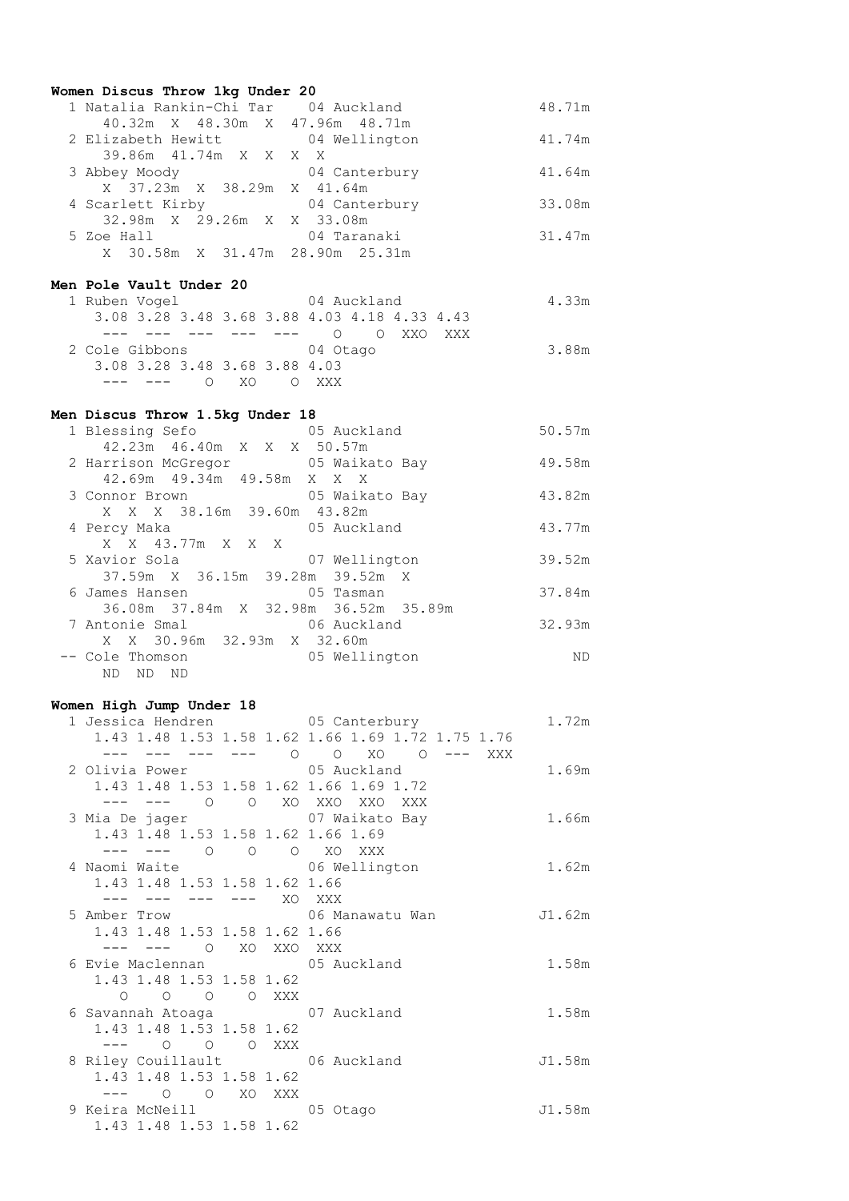**Women Discus Throw 1kg Under 20**

```
  1 Natalia Rankin-Chi Tar    04 Auckland              48.71m
     40.32m  X  48.30m  X  47.96m  48.71m
  2 Elizabeth Hewitt          04 Wellington            41.74m
     39.86m  41.74m  X  X  X  X
  3 Abbey Moody               04 Canterbury            41.64m
     X  37.23m  X  38.29m  X  41.64m
  4 Scarlett Kirby            04 Canterbury            33.08m
     32.98m  X  29.26m  X  X  33.08m
  5 Zoe Hall                  04 Taranaki              31.47m
     X  30.58m  X  31.47m  28.90m  25.31m
```

**Men Pole Vault Under 20**

```
  1 Ruben Vogel               04 Auckland               4.33m
     3.08 3.28 3.48 3.68 3.88 4.03 4.18 4.33 4.43
      ---  ---  ---  ---  ---    O    O  XXO  XXX
  2 Cole Gibbons              04 Otago                  3.88m
     3.08 3.28 3.48 3.68 3.88 4.03
      ---  ---    O   XO    O  XXX
```

**Men Discus Throw 1.5kg Under 18**

```
  1 Blessing Sefo             05 Auckland              50.57m
     42.23m  46.40m  X  X  X  50.57m
  2 Harrison McGregor         05 Waikato Bay           49.58m
     42.69m  49.34m  49.58m  X  X  X
  3 Connor Brown              05 Waikato Bay           43.82m
     X  X  X  38.16m  39.60m  43.82m
  4 Percy Maka                05 Auckland              43.77m
     X  X  43.77m  X  X  X
  5 Xavior Sola               07 Wellington            39.52m
     37.59m  X  36.15m  39.28m  39.52m  X
  6 James Hansen              05 Tasman                37.84m
     36.08m  37.84m  X  32.98m  36.52m  35.89m
  7 Antonie Smal              06 Auckland              32.93m
     X  X  30.96m  32.93m  X  32.60m
 -- Cole Thomson              05 Wellington                ND
     ND  ND  ND
```

**Women High Jump Under 18**

```
  1 Jessica Hendren           05 Canterbury             1.72m
     1.43 1.48 1.53 1.58 1.62 1.66 1.69 1.72 1.75 1.76
      ---  ---  ---  ---    O    O   XO    O  ---  XXX
  2 Olivia Power              05 Auckland               1.69m
     1.43 1.48 1.53 1.58 1.62 1.66 1.69 1.72
      ---  ---    O    O   XO  XXO  XXO  XXX
  3 Mia De jager              07 Waikato Bay            1.66m
     1.43 1.48 1.53 1.58 1.62 1.66 1.69
      ---  ---    O    O    O   XO  XXX
  4 Naomi Waite               06 Wellington             1.62m
     1.43 1.48 1.53 1.58 1.62 1.66
      ---  ---  ---  ---   XO  XXX
  5 Amber Trow                06 Manawatu Wan          J1.62m
     1.43 1.48 1.53 1.58 1.62 1.66
      ---  ---    O   XO  XXO  XXX
  6 Evie Maclennan            05 Auckland               1.58m
     1.43 1.48 1.53 1.58 1.62
        O    O    O    O  XXX
  6 Savannah Atoaga           07 Auckland               1.58m
     1.43 1.48 1.53 1.58 1.62
      ---    O    O    O  XXX
  8 Riley Couillault          06 Auckland              J1.58m
     1.43 1.48 1.53 1.58 1.62
      ---    O    O   XO  XXX
  9 Keira McNeill             05 Otago                 J1.58m
     1.43 1.48 1.53 1.58 1.62
```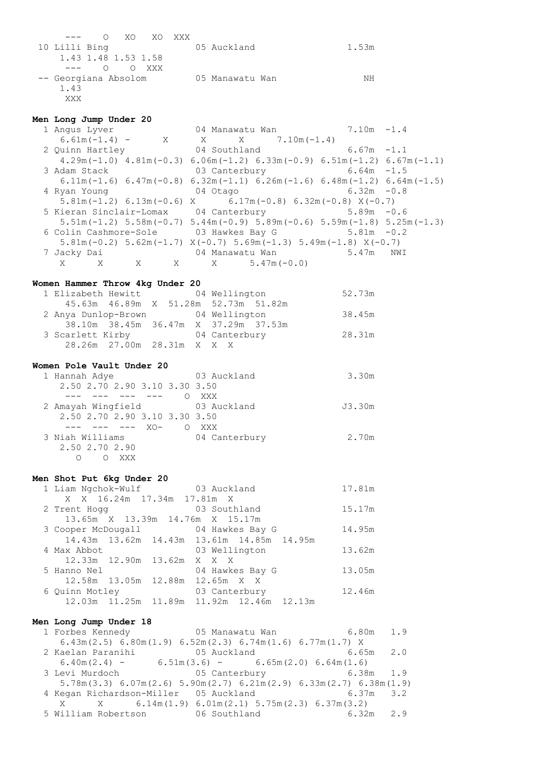```
     ---    O   XO   XO  XXX
 10 Lilli Bing               05 Auckland                1.53m
     1.43 1.48 1.53 1.58
      ---    O    O  XXX
 -- Georgiana Absolom        05 Manawatu Wan               NH
     1.43
      XXX
```

**Men Long Jump Under 20**

```
  1 Angus Lyver               04 Manawatu Wan            7.10m  -1.4
     6.61m(-1.4) -      X      X      X      7.10m(-1.4)
  2 Quinn Hartley             04 Southland               6.67m  -1.1
     4.29m(-1.0) 4.81m(-0.3) 6.06m(-1.2) 6.33m(-0.9) 6.51m(-1.2) 6.67m(-1.1)
  3 Adam Stack                03 Canterbury              6.64m  -1.5
     6.11m(-1.6) 6.47m(-0.8) 6.32m(-1.1) 6.26m(-1.6) 6.48m(-1.2) 6.64m(-1.5)
  4 Ryan Young                04 Otago                   6.32m  -0.8
     5.81m(-1.2) 6.13m(-0.6) X      6.17m(-0.8) 6.32m(-0.8) X(-0.7)
  5 Kieran Sinclair-Lomax     04 Canterbury              5.89m  -0.6
     5.51m(-1.2) 5.58m(-0.7) 5.44m(-0.9) 5.89m(-0.6) 5.59m(-1.8) 5.25m(-1.3)
  6 Colin Cashmore-Sole       03 Hawkes Bay G            5.81m  -0.2
     5.81m(-0.2) 5.62m(-1.7) X(-0.7) 5.69m(-1.3) 5.49m(-1.8) X(-0.7)
  7 Jacky Dai                 04 Manawatu Wan            5.47m   NWI
     X      X      X      X      X      5.47m(-0.0)
```

**Women Hammer Throw 4kg Under 20**

```
  1 Elizabeth Hewitt          04 Wellington              52.73m
      45.63m  46.89m  X  51.28m  52.73m  51.82m
  2 Anya Dunlop-Brown         04 Wellington              38.45m
      38.10m  38.45m  36.47m  X  37.29m  37.53m
  3 Scarlett Kirby            04 Canterbury              28.31m
      28.26m  27.00m  28.31m  X  X  X
```

**Women Pole Vault Under 20**

```
  1 Hannah Adye               03 Auckland                3.30m
     2.50 2.70 2.90 3.10 3.30 3.50
      ---  ---  ---  ---    O  XXX
  2 Amayah Wingfield          03 Auckland               J3.30m
     2.50 2.70 2.90 3.10 3.30 3.50
      ---  ---  ---  XO-    O  XXX
  3 Niah Williams             04 Canterbury              2.70m
     2.50 2.70 2.90
        O    O  XXX
```

**Men Shot Put 6kg Under 20**

```
  1 Liam Ngchok-Wulf          03 Auckland                17.81m
      X  X  16.24m  17.34m  17.81m  X
  2 Trent Hogg                03 Southland               15.17m
      13.65m  X  13.39m  14.76m  X  15.17m
  3 Cooper McDougall          04 Hawkes Bay G            14.95m
      14.43m  13.62m  14.43m  13.61m  14.85m  14.95m
  4 Max Abbot                 03 Wellington              13.62m
      12.33m  12.90m  13.62m  X  X  X
  5 Hanno Nel                 04 Hawkes Bay G            13.05m
      12.58m  13.05m  12.88m  12.65m  X  X
  6 Quinn Motley              03 Canterbury              12.46m
      12.03m  11.25m  11.89m  11.92m  12.46m  12.13m
```

**Men Long Jump Under 18**

```
  1 Forbes Kennedy            05 Manawatu Wan            6.80m   1.9
     6.43m(2.5) 6.80m(1.9) 6.52m(2.3) 6.74m(1.6) 6.77m(1.7) X
  2 Kaelan Paranihi           05 Auckland                6.65m   2.0
     6.40m(2.4) -       6.51m(3.6) -       6.65m(2.0) 6.64m(1.6)
  3 Levi Murdoch              05 Canterbury              6.38m   1.9
     5.78m(3.3) 6.07m(2.6) 5.90m(2.7) 6.21m(2.9) 6.33m(2.7) 6.38m(1.9)
  4 Kegan Richardson-Miller   05 Auckland                6.37m   3.2
     X      X      6.14m(1.9) 6.01m(2.1) 5.75m(2.3) 6.37m(3.2)
  5 William Robertson         06 Southland               6.32m   2.9
```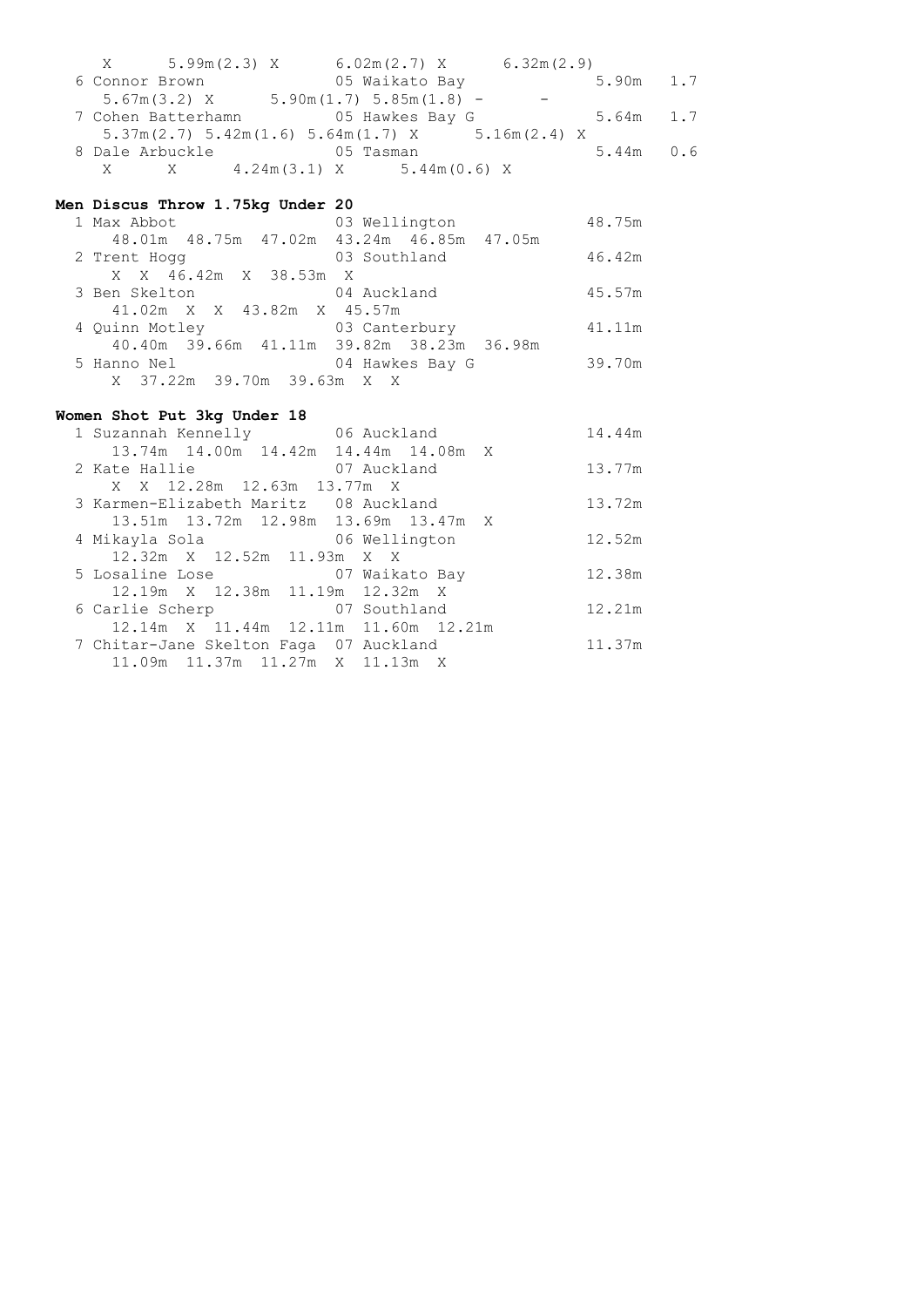X 5.99m(2.3) X 6.02m(2.7) X 6.32m(2.9)

6 Connor Brown 05 Waikato Bay 5.90m 1.7
5.67m(3.2) X 5.90m(1.7) 5.85m(1.8) - -

7 Cohen Batterhamn 05 Hawkes Bay G 5.64m 1.7
5.37m(2.7) 5.42m(1.6) 5.64m(1.7) X 5.16m(2.4) X

8 Dale Arbuckle 05 Tasman 5.44m 0.6
X X 4.24m(3.1) X 5.44m(0.6) X

**Men Discus Throw 1.75kg Under 20**

1 Max Abbot 03 Wellington 48.75m
48.01m 48.75m 47.02m 43.24m 46.85m 47.05m

2 Trent Hogg 03 Southland 46.42m
X X 46.42m X 38.53m X

3 Ben Skelton 04 Auckland 45.57m
41.02m X X 43.82m X 45.57m

4 Quinn Motley 03 Canterbury 41.11m
40.40m 39.66m 41.11m 39.82m 38.23m 36.98m

5 Hanno Nel 04 Hawkes Bay G 39.70m
X 37.22m 39.70m 39.63m X X

**Women Shot Put 3kg Under 18**

1 Suzannah Kennelly 06 Auckland 14.44m
13.74m 14.00m 14.42m 14.44m 14.08m X

2 Kate Hallie 07 Auckland 13.77m
X X 12.28m 12.63m 13.77m X

3 Karmen-Elizabeth Maritz 08 Auckland 13.72m
13.51m 13.72m 12.98m 13.69m 13.47m X

4 Mikayla Sola 06 Wellington 12.52m
12.32m X 12.52m 11.93m X X

5 Losaline Lose 07 Waikato Bay 12.38m
12.19m X 12.38m 11.19m 12.32m X

6 Carlie Scherp 07 Southland 12.21m
12.14m X 11.44m 12.11m 11.60m 12.21m

7 Chitar-Jane Skelton Faga 07 Auckland 11.37m
11.09m 11.37m 11.27m X 11.13m X